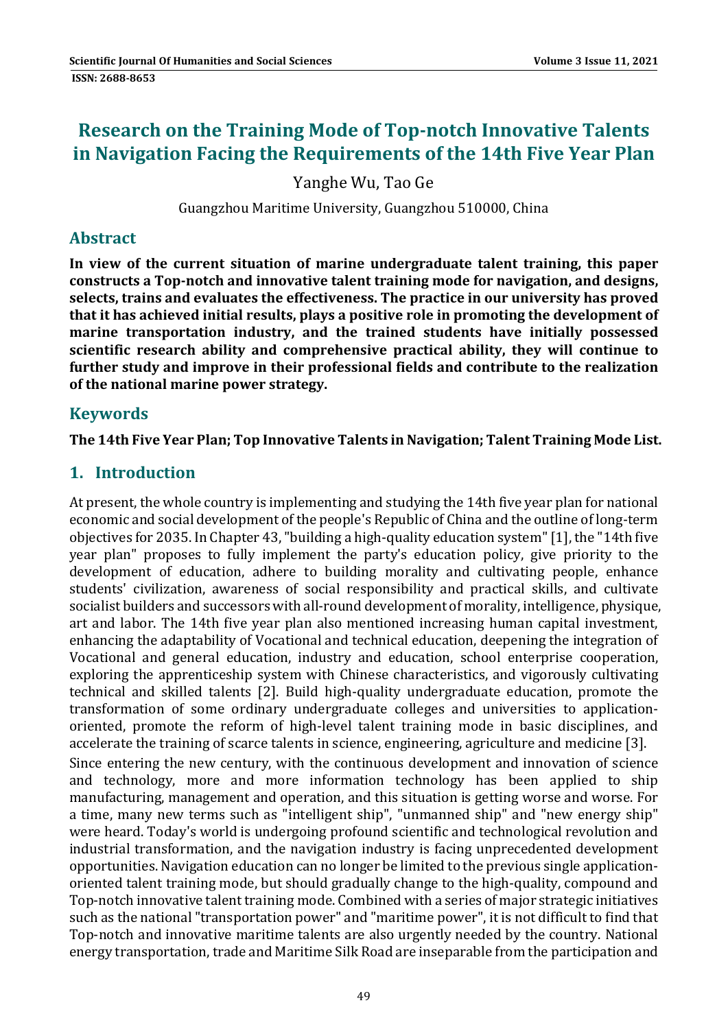# Research on the Training Mode of Top-notch Innovative Talents in Navigation Facing the Requirements of the 14th Five Year Plan

Yanghe Wu, Tao Ge

Guangzhou Maritime University, Guangzhou 510000, China

## Abstract

**In view of the current situation of marine undergraduate talent training, this paper constructs a Top-notch and innovative talent training mode for navigation, and designs, selects, trains and evaluates the effectiveness. The practice in our university has proved that it has achieved initial results, plays a positive role in promoting the development of marine transportation industry, and the trained students have initially possessed scientific research ability and comprehensive practical ability, they will continue to further study and improve in their professional fields and contribute to the realization of the national marine power strategy.**

## Keywords

**The 14th Five Year Plan; Top Innovative Talents in Navigation; Talent Training Mode List.**

## 1. Introduction

At present, the whole country is implementing and studying the 14th five year plan for national economic and social development of the people's Republic of China and the outline of long-term objectives for 2035. In Chapter 43, "building a high-quality education system" [1], the "14th five year plan" proposes to fully implement the party's education policy, give priority to the development of education, adhere to building morality and cultivating people, enhance students' civilization, awareness of social responsibility and practical skills, and cultivate socialist builders and successors with all-round development of morality, intelligence, physique, art and labor. The 14th five year plan also mentioned increasing human capital investment, enhancing the adaptability of Vocational and technical education, deepening the integration of Vocational and general education, industry and education, school enterprise cooperation, exploring the apprenticeship system with Chinese characteristics, and vigorously cultivating technical and skilled talents [2]. Build high-quality undergraduate education, promote the transformation of some ordinary undergraduate colleges and universities to application-oriented, promote the reform of high-level talent training mode in basic disciplines, and accelerate the training of scarce talents in science, engineering, agriculture and medicine [3].

Since entering the new century, with the continuous development and innovation of science and technology, more and more information technology has been applied to ship manufacturing, management and operation, and this situation is getting worse and worse. For a time, many new terms such as "intelligent ship", "unmanned ship" and "new energy ship" were heard. Today's world is undergoing profound scientific and technological revolution and industrial transformation, and the navigation industry is facing unprecedented development opportunities. Navigation education can no longer be limited to the previous single application-oriented talent training mode, but should gradually change to the high-quality, compound and Top-notch innovative talent training mode. Combined with a series of major strategic initiatives such as the national "transportation power" and "maritime power", it is not difficult to find that Top-notch and innovative maritime talents are also urgently needed by the country. National energy transportation, trade and Maritime Silk Road are inseparable from the participation and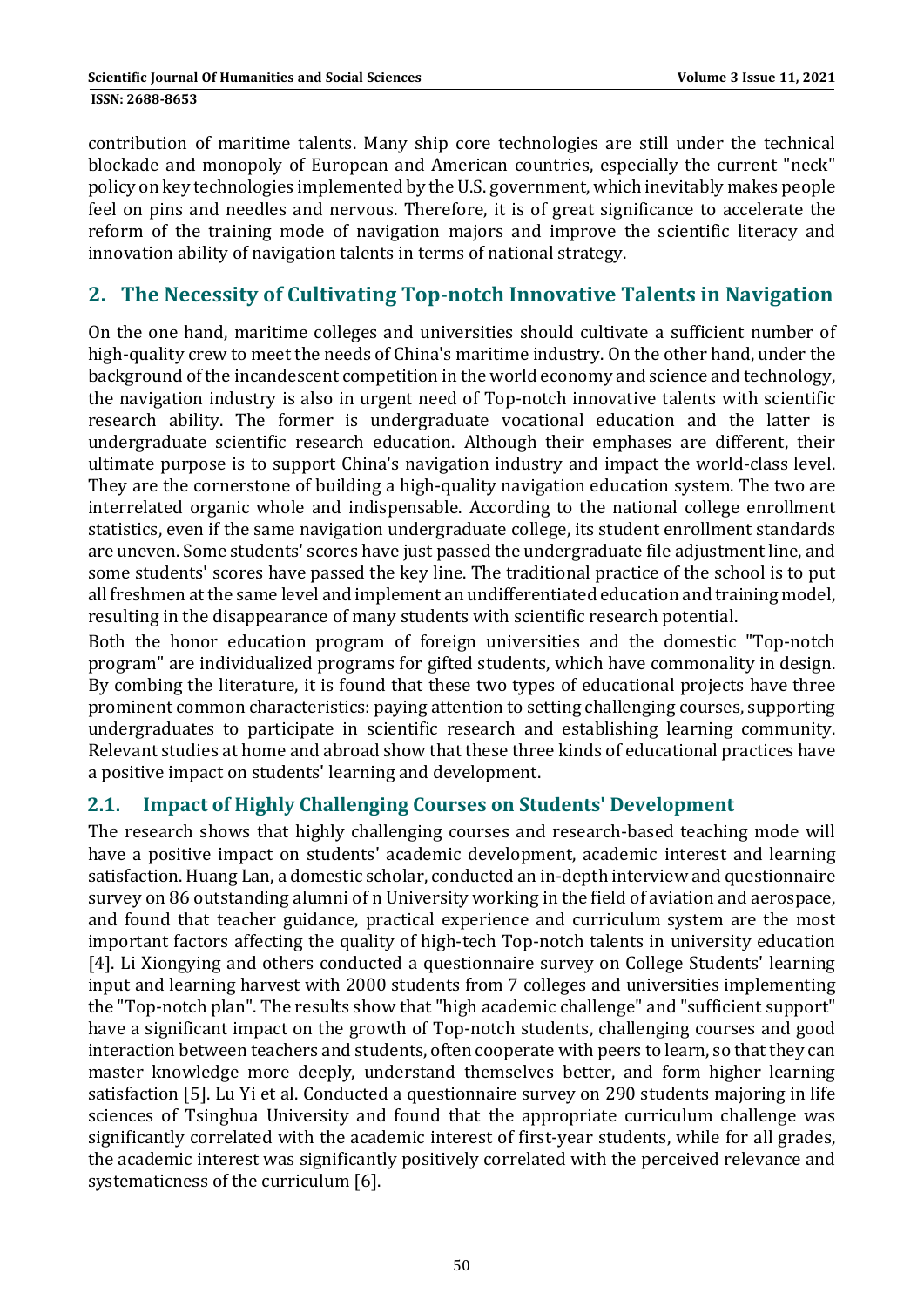contribution of maritime talents. Many ship core technologies are still under the technical blockade and monopoly of European and American countries, especially the current "neck" policy on key technologies implemented by the U.S. government, which inevitably makes people feel on pins and needles and nervous. Therefore, it is of great significance to accelerate the reform of the training mode of navigation majors and improve the scientific literacy and innovation ability of navigation talents in terms of national strategy.

## 2. The Necessity of Cultivating Top-notch Innovative Talents in Navigation

On the one hand, maritime colleges and universities should cultivate a sufficient number of high-quality crew to meet the needs of China's maritime industry. On the other hand, under the background of the incandescent competition in the world economy and science and technology, the navigation industry is also in urgent need of Top-notch innovative talents with scientific research ability. The former is undergraduate vocational education and the latter is undergraduate scientific research education. Although their emphases are different, their ultimate purpose is to support China's navigation industry and impact the world-class level. They are the cornerstone of building a high-quality navigation education system. The two are interrelated organic whole and indispensable. According to the national college enrollment statistics, even if the same navigation undergraduate college, its student enrollment standards are uneven. Some students' scores have just passed the undergraduate file adjustment line, and some students' scores have passed the key line. The traditional practice of the school is to put all freshmen at the same level and implement an undifferentiated education and training model, resulting in the disappearance of many students with scientific research potential.

Both the honor education program of foreign universities and the domestic "Top-notch program" are individualized programs for gifted students, which have commonality in design. By combing the literature, it is found that these two types of educational projects have three prominent common characteristics: paying attention to setting challenging courses, supporting undergraduates to participate in scientific research and establishing learning community. Relevant studies at home and abroad show that these three kinds of educational practices have a positive impact on students' learning and development.

### 2.1. Impact of Highly Challenging Courses on Students' Development

The research shows that highly challenging courses and research-based teaching mode will have a positive impact on students' academic development, academic interest and learning satisfaction. Huang Lan, a domestic scholar, conducted an in-depth interview and questionnaire survey on 86 outstanding alumni of n University working in the field of aviation and aerospace, and found that teacher guidance, practical experience and curriculum system are the most important factors affecting the quality of high-tech Top-notch talents in university education [4]. Li Xiongying and others conducted a questionnaire survey on College Students' learning input and learning harvest with 2000 students from 7 colleges and universities implementing the "Top-notch plan". The results show that "high academic challenge" and "sufficient support" have a significant impact on the growth of Top-notch students, challenging courses and good interaction between teachers and students, often cooperate with peers to learn, so that they can master knowledge more deeply, understand themselves better, and form higher learning satisfaction [5]. Lu Yi et al. Conducted a questionnaire survey on 290 students majoring in life sciences of Tsinghua University and found that the appropriate curriculum challenge was significantly correlated with the academic interest of first-year students, while for all grades, the academic interest was significantly positively correlated with the perceived relevance and systematicness of the curriculum [6].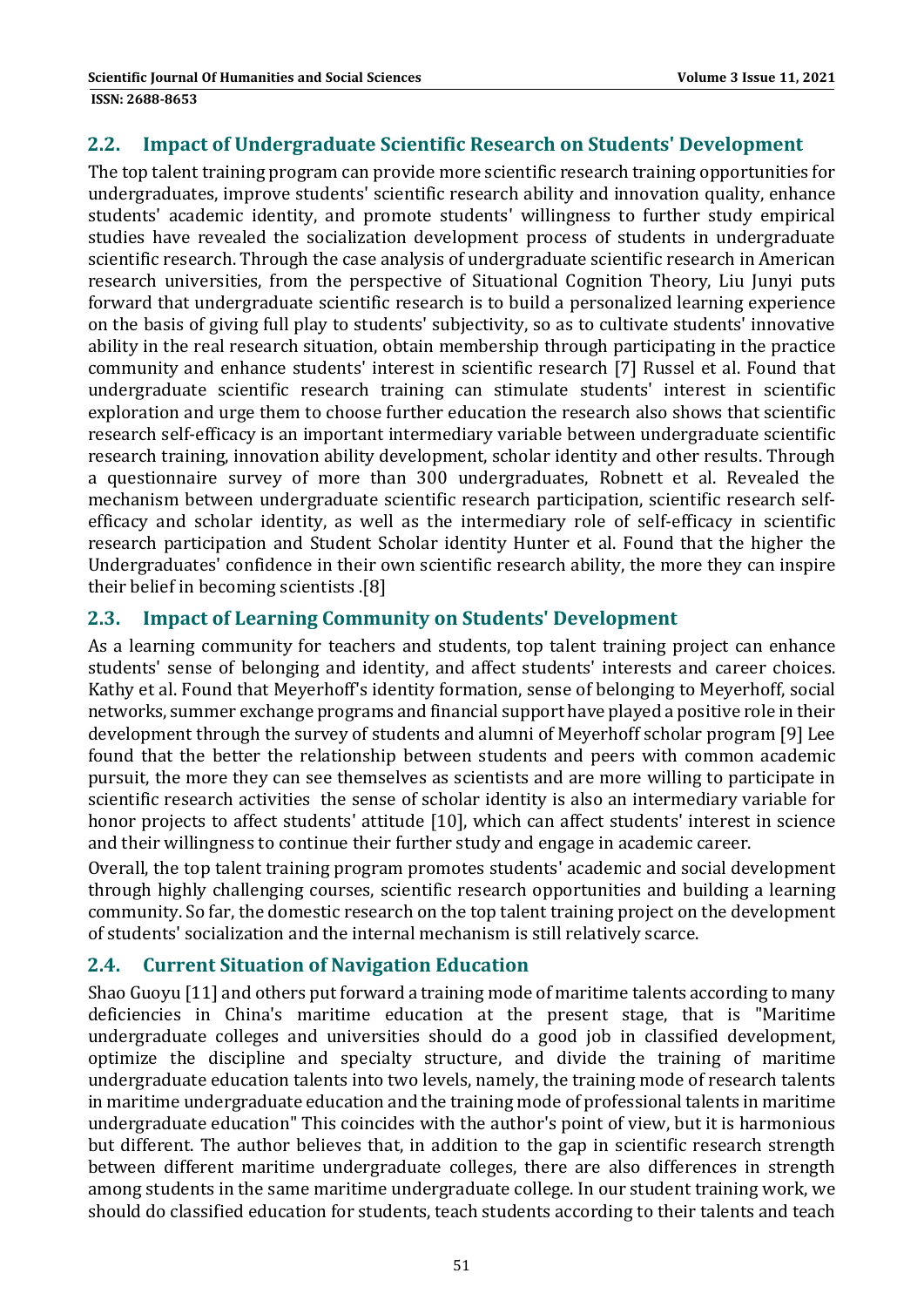## 2.2. Impact of Undergraduate Scientific Research on Students' Development

The top talent training program can provide more scientific research training opportunities for undergraduates, improve students' scientific research ability and innovation quality, enhance students' academic identity, and promote students' willingness to further study empirical studies have revealed the socialization development process of students in undergraduate scientific research. Through the case analysis of undergraduate scientific research in American research universities, from the perspective of Situational Cognition Theory, Liu Junyi puts forward that undergraduate scientific research is to build a personalized learning experience on the basis of giving full play to students' subjectivity, so as to cultivate students' innovative ability in the real research situation, obtain membership through participating in the practice community and enhance students' interest in scientific research [7] Russel et al. Found that undergraduate scientific research training can stimulate students' interest in scientific exploration and urge them to choose further education the research also shows that scientific research self-efficacy is an important intermediary variable between undergraduate scientific research training, innovation ability development, scholar identity and other results. Through a questionnaire survey of more than 300 undergraduates, Robnett et al. Revealed the mechanism between undergraduate scientific research participation, scientific research self-efficacy and scholar identity, as well as the intermediary role of self-efficacy in scientific research participation and Student Scholar identity Hunter et al. Found that the higher the Undergraduates' confidence in their own scientific research ability, the more they can inspire their belief in becoming scientists .[8]

## 2.3. Impact of Learning Community on Students' Development

As a learning community for teachers and students, top talent training project can enhance students' sense of belonging and identity, and affect students' interests and career choices. Kathy et al. Found that Meyerhoff's identity formation, sense of belonging to Meyerhoff, social networks, summer exchange programs and financial support have played a positive role in their development through the survey of students and alumni of Meyerhoff scholar program [9] Lee found that the better the relationship between students and peers with common academic pursuit, the more they can see themselves as scientists and are more willing to participate in scientific research activities the sense of scholar identity is also an intermediary variable for honor projects to affect students' attitude [10], which can affect students' interest in science and their willingness to continue their further study and engage in academic career.

Overall, the top talent training program promotes students' academic and social development through highly challenging courses, scientific research opportunities and building a learning community. So far, the domestic research on the top talent training project on the development of students' socialization and the internal mechanism is still relatively scarce.

## 2.4. Current Situation of Navigation Education

Shao Guoyu [11] and others put forward a training mode of maritime talents according to many deficiencies in China's maritime education at the present stage, that is "Maritime undergraduate colleges and universities should do a good job in classified development, optimize the discipline and specialty structure, and divide the training of maritime undergraduate education talents into two levels, namely, the training mode of research talents in maritime undergraduate education and the training mode of professional talents in maritime undergraduate education" This coincides with the author's point of view, but it is harmonious but different. The author believes that, in addition to the gap in scientific research strength between different maritime undergraduate colleges, there are also differences in strength among students in the same maritime undergraduate college. In our student training work, we should do classified education for students, teach students according to their talents and teach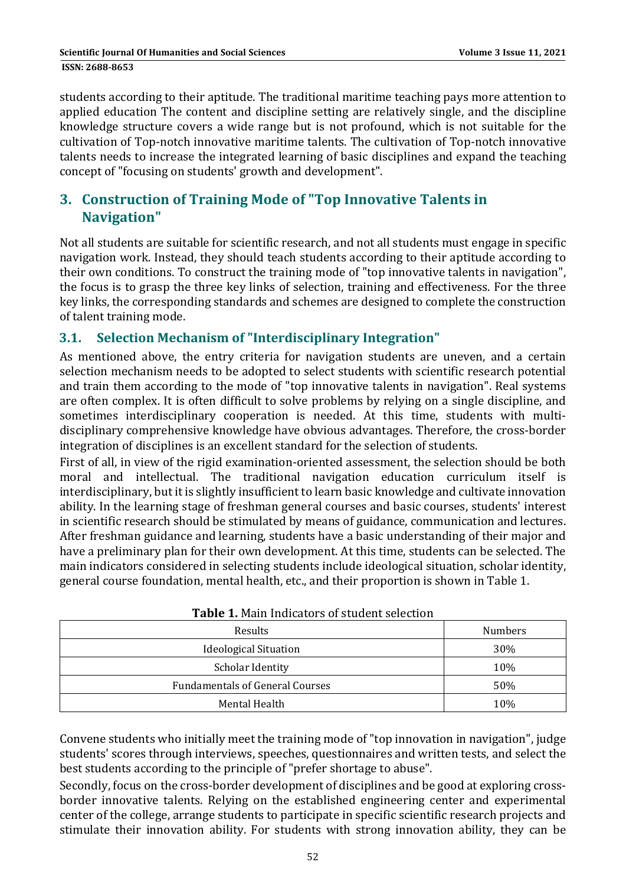students according to their aptitude. The traditional maritime teaching pays more attention to applied education The content and discipline setting are relatively single, and the discipline knowledge structure covers a wide range but is not profound, which is not suitable for the cultivation of Top-notch innovative maritime talents. The cultivation of Top-notch innovative talents needs to increase the integrated learning of basic disciplines and expand the teaching concept of "focusing on students' growth and development".

## 3. Construction of Training Mode of "Top Innovative Talents in Navigation"

Not all students are suitable for scientific research, and not all students must engage in specific navigation work. Instead, they should teach students according to their aptitude according to their own conditions. To construct the training mode of "top innovative talents in navigation", the focus is to grasp the three key links of selection, training and effectiveness. For the three key links, the corresponding standards and schemes are designed to complete the construction of talent training mode.

### 3.1. Selection Mechanism of "Interdisciplinary Integration"

As mentioned above, the entry criteria for navigation students are uneven, and a certain selection mechanism needs to be adopted to select students with scientific research potential and train them according to the mode of "top innovative talents in navigation". Real systems are often complex. It is often difficult to solve problems by relying on a single discipline, and sometimes interdisciplinary cooperation is needed. At this time, students with multi-disciplinary comprehensive knowledge have obvious advantages. Therefore, the cross-border integration of disciplines is an excellent standard for the selection of students.

First of all, in view of the rigid examination-oriented assessment, the selection should be both moral and intellectual. The traditional navigation education curriculum itself is interdisciplinary, but it is slightly insufficient to learn basic knowledge and cultivate innovation ability. In the learning stage of freshman general courses and basic courses, students' interest in scientific research should be stimulated by means of guidance, communication and lectures. After freshman guidance and learning, students have a basic understanding of their major and have a preliminary plan for their own development. At this time, students can be selected. The main indicators considered in selecting students include ideological situation, scholar identity, general course foundation, mental health, etc., and their proportion is shown in Table 1.

**Table 1.** Main Indicators of student selection

| Results | Numbers |
|---|---|
| Ideological Situation | 30% |
| Scholar Identity | 10% |
| Fundamentals of General Courses | 50% |
| Mental Health | 10% |

Convene students who initially meet the training mode of "top innovation in navigation", judge students' scores through interviews, speeches, questionnaires and written tests, and select the best students according to the principle of "prefer shortage to abuse".

Secondly, focus on the cross-border development of disciplines and be good at exploring cross-border innovative talents. Relying on the established engineering center and experimental center of the college, arrange students to participate in specific scientific research projects and stimulate their innovation ability. For students with strong innovation ability, they can be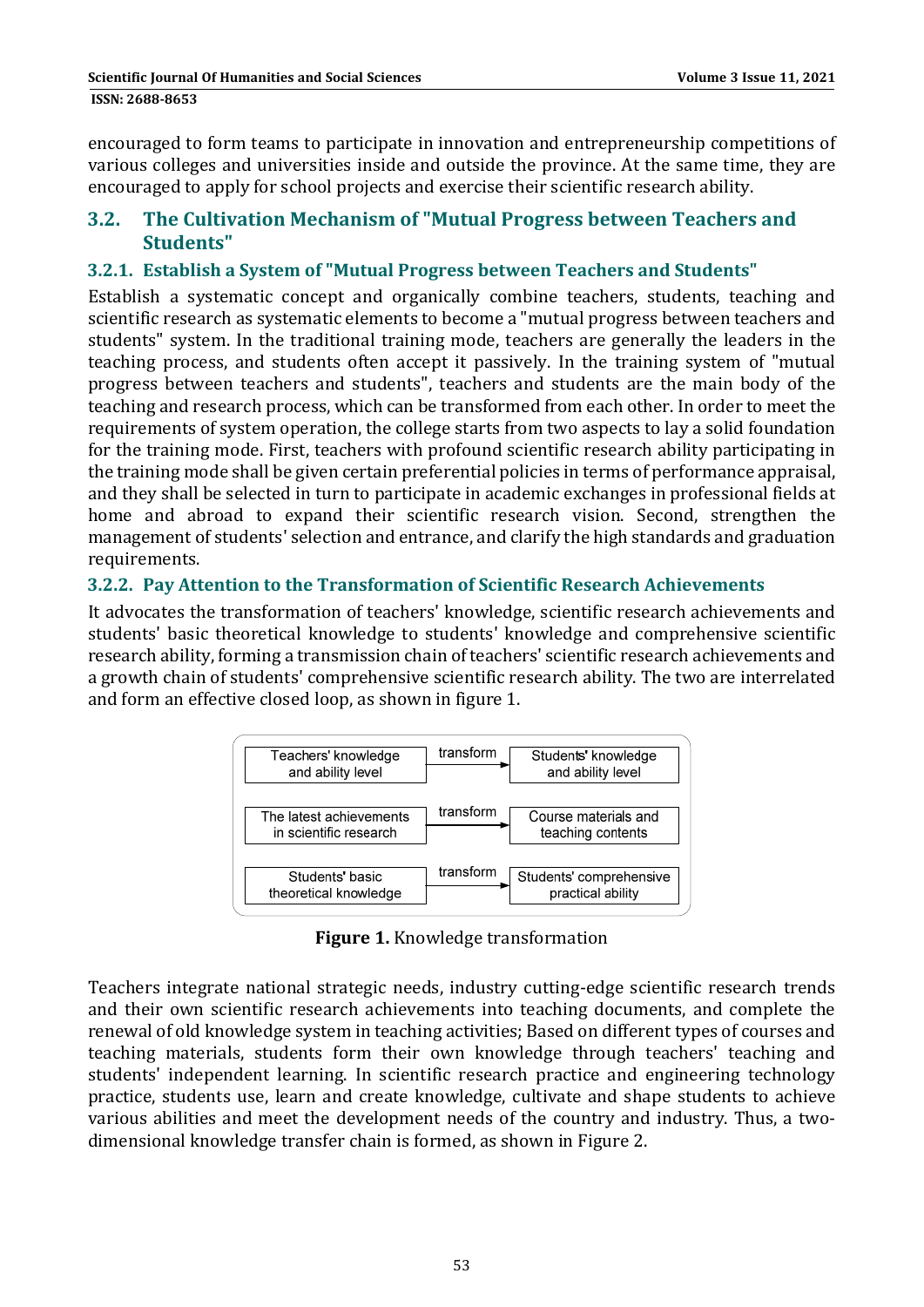encouraged to form teams to participate in innovation and entrepreneurship competitions of various colleges and universities inside and outside the province. At the same time, they are encouraged to apply for school projects and exercise their scientific research ability.

## 3.2. The Cultivation Mechanism of "Mutual Progress between Teachers and Students"

### 3.2.1. Establish a System of "Mutual Progress between Teachers and Students"

Establish a systematic concept and organically combine teachers, students, teaching and scientific research as systematic elements to become a "mutual progress between teachers and students" system. In the traditional training mode, teachers are generally the leaders in the teaching process, and students often accept it passively. In the training system of "mutual progress between teachers and students", teachers and students are the main body of the teaching and research process, which can be transformed from each other. In order to meet the requirements of system operation, the college starts from two aspects to lay a solid foundation for the training mode. First, teachers with profound scientific research ability participating in the training mode shall be given certain preferential policies in terms of performance appraisal, and they shall be selected in turn to participate in academic exchanges in professional fields at home and abroad to expand their scientific research vision. Second, strengthen the management of students' selection and entrance, and clarify the high standards and graduation requirements.

### 3.2.2. Pay Attention to the Transformation of Scientific Research Achievements

It advocates the transformation of teachers' knowledge, scientific research achievements and students' basic theoretical knowledge to students' knowledge and comprehensive scientific research ability, forming a transmission chain of teachers' scientific research achievements and a growth chain of students' comprehensive scientific research ability. The two are interrelated and form an effective closed loop, as shown in figure 1.

| | | |
|---|---|---|
| Teachers' knowledge and ability level | transform → | Students' knowledge and ability level |
| The latest achievements in scientific research | transform → | Course materials and teaching contents |
| Students' basic theoretical knowledge | transform → | Students' comprehensive practical ability |

**Figure 1.** Knowledge transformation

Teachers integrate national strategic needs, industry cutting-edge scientific research trends and their own scientific research achievements into teaching documents, and complete the renewal of old knowledge system in teaching activities; Based on different types of courses and teaching materials, students form their own knowledge through teachers' teaching and students' independent learning. In scientific research practice and engineering technology practice, students use, learn and create knowledge, cultivate and shape students to achieve various abilities and meet the development needs of the country and industry. Thus, a two-dimensional knowledge transfer chain is formed, as shown in Figure 2.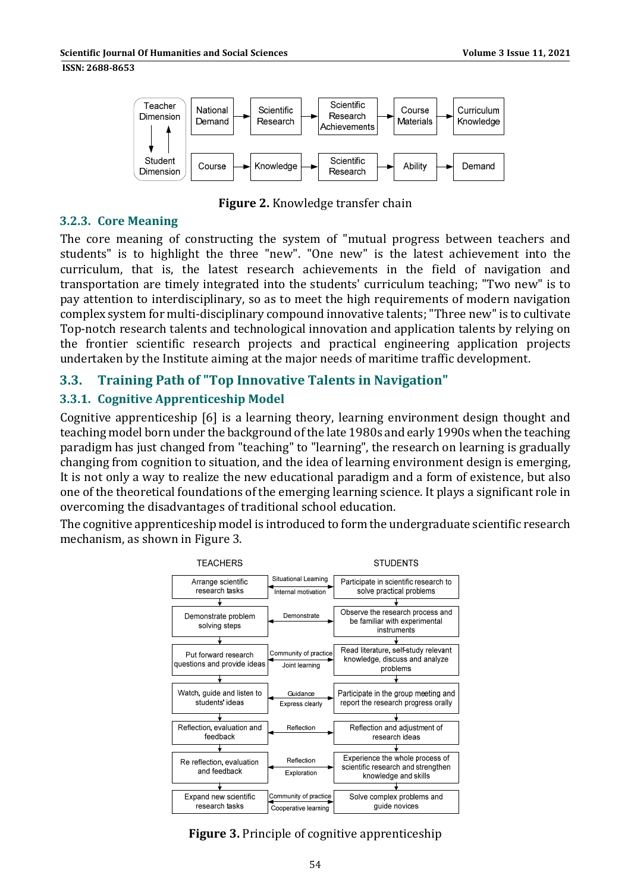Teacher Dimension → National Demand → Scientific Research → Scientific Research Achievements → Course Materials → Curriculum Knowledge

Student Dimension → Course → Knowledge → Scientific Research → Ability → Demand

**Figure 2.** Knowledge transfer chain

### 3.2.3. Core Meaning

The core meaning of constructing the system of "mutual progress between teachers and students" is to highlight the three "new". "One new" is the latest achievement into the curriculum, that is, the latest research achievements in the field of navigation and transportation are timely integrated into the students' curriculum teaching; "Two new" is to pay attention to interdisciplinary, so as to meet the high requirements of modern navigation complex system for multi-disciplinary compound innovative talents; "Three new" is to cultivate Top-notch research talents and technological innovation and application talents by relying on the frontier scientific research projects and practical engineering application projects undertaken by the Institute aiming at the major needs of maritime traffic development.

## 3.3. Training Path of "Top Innovative Talents in Navigation"

### 3.3.1. Cognitive Apprenticeship Model

Cognitive apprenticeship [6] is a learning theory, learning environment design thought and teaching model born under the background of the late 1980s and early 1990s when the teaching paradigm has just changed from "teaching" to "learning", the research on learning is gradually changing from cognition to situation, and the idea of learning environment design is emerging, It is not only a way to realize the new educational paradigm and a form of existence, but also one of the theoretical foundations of the emerging learning science. It plays a significant role in overcoming the disadvantages of traditional school education.

The cognitive apprenticeship model is introduced to form the undergraduate scientific research mechanism, as shown in Figure 3.

| TEACHERS | | STUDENTS |
|---|---|---|
| Arrange scientific research tasks | Situational Learning / Internal motivation | Participate in scientific research to solve practical problems |
| Demonstrate problem solving steps | Demonstrate | Observe the research process and be familiar with experimental instruments |
| Put forward research questions and provide ideas | Community of practice / Joint learning | Read literature, self-study relevant knowledge, discuss and analyze problems |
| Watch, guide and listen to students' ideas | Guidance / Express clearly | Participate in the group meeting and report the research progress orally |
| Reflection, evaluation and feedback | Reflection | Reflection and adjustment of research ideas |
| Re reflection, evaluation and feedback | Reflection / Exploration | Experience the whole process of scientific research and strengthen knowledge and skills |
| Expand new scientific research tasks | Community of practice / Cooperative learning | Solve complex problems and guide novices |

**Figure 3.** Principle of cognitive apprenticeship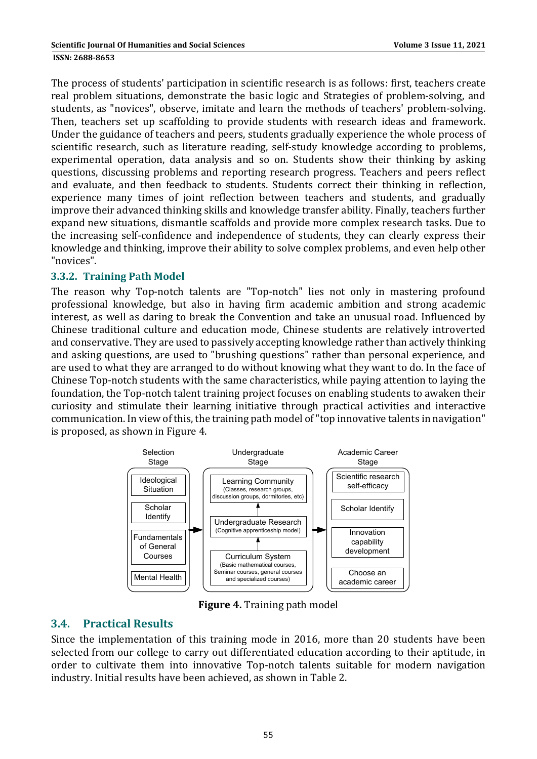The process of students' participation in scientific research is as follows: first, teachers create real problem situations, demonstrate the basic logic and Strategies of problem-solving, and students, as "novices", observe, imitate and learn the methods of teachers' problem-solving. Then, teachers set up scaffolding to provide students with research ideas and framework. Under the guidance of teachers and peers, students gradually experience the whole process of scientific research, such as literature reading, self-study knowledge according to problems, experimental operation, data analysis and so on. Students show their thinking by asking questions, discussing problems and reporting research progress. Teachers and peers reflect and evaluate, and then feedback to students. Students correct their thinking in reflection, experience many times of joint reflection between teachers and students, and gradually improve their advanced thinking skills and knowledge transfer ability. Finally, teachers further expand new situations, dismantle scaffolds and provide more complex research tasks. Due to the increasing self-confidence and independence of students, they can clearly express their knowledge and thinking, improve their ability to solve complex problems, and even help other "novices".

### 3.3.2. Training Path Model

The reason why Top-notch talents are "Top-notch" lies not only in mastering profound professional knowledge, but also in having firm academic ambition and strong academic interest, as well as daring to break the Convention and take an unusual road. Influenced by Chinese traditional culture and education mode, Chinese students are relatively introverted and conservative. They are used to passively accepting knowledge rather than actively thinking and asking questions, are used to "brushing questions" rather than personal experience, and are used to what they are arranged to do without knowing what they want to do. In the face of Chinese Top-notch students with the same characteristics, while paying attention to laying the foundation, the Top-notch talent training project focuses on enabling students to awaken their curiosity and stimulate their learning initiative through practical activities and interactive communication. In view of this, the training path model of "top innovative talents in navigation" is proposed, as shown in Figure 4.

Selection Stage: Ideological Situation; Scholar Identify; Fundamentals of General Courses; Mental Health → Undergraduate Stage: Curriculum System (Basic mathematical courses, Seminar courses, general courses and specialized courses) → Undergraduate Research (Cognitive apprenticeship model) → Learning Community (Classes, research groups, discussion groups, dormitories, etc) → Academic Career Stage: Scientific research self-efficacy; Scholar Identify; Innovation capability development; Choose an academic career

**Figure 4.** Training path model

## 3.4. Practical Results

Since the implementation of this training mode in 2016, more than 20 students have been selected from our college to carry out differentiated education according to their aptitude, in order to cultivate them into innovative Top-notch talents suitable for modern navigation industry. Initial results have been achieved, as shown in Table 2.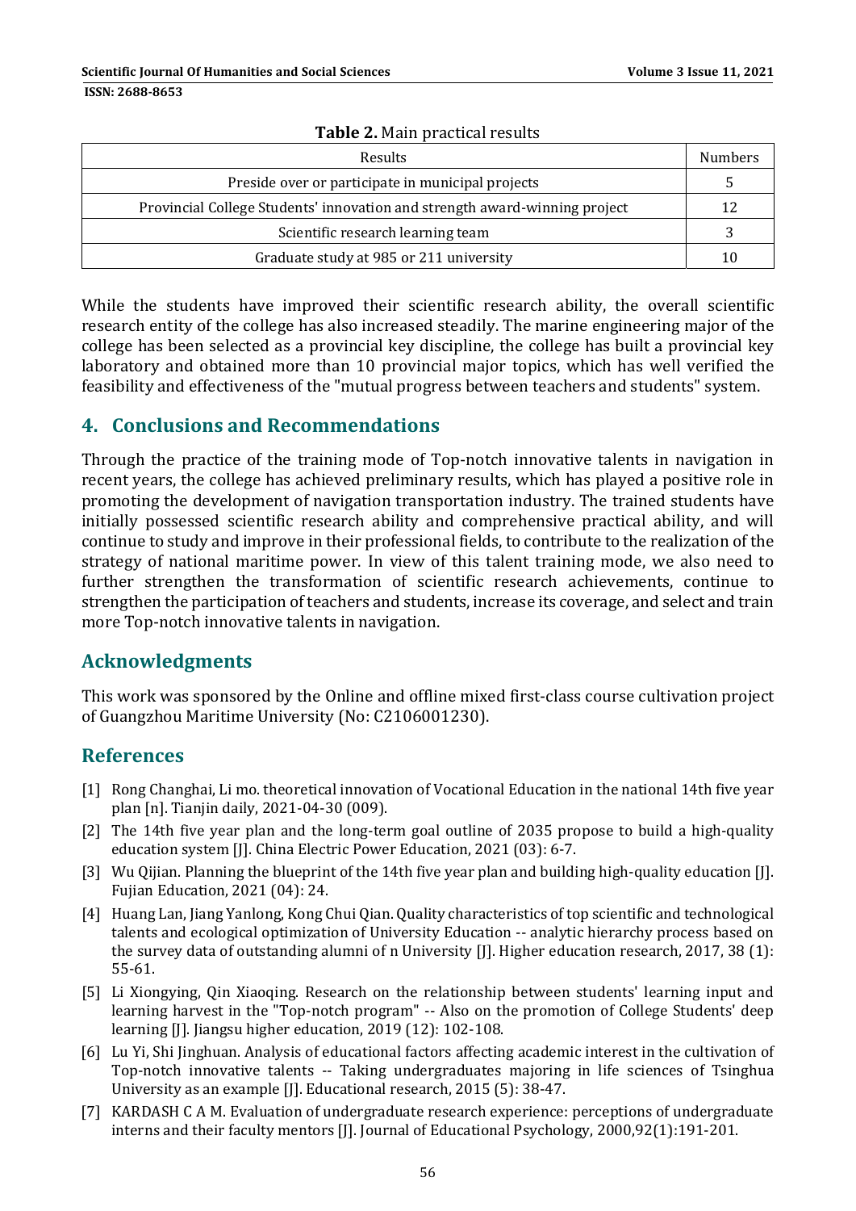**Table 2.** Main practical results

| Results | Numbers |
|---|---|
| Preside over or participate in municipal projects | 5 |
| Provincial College Students' innovation and strength award-winning project | 12 |
| Scientific research learning team | 3 |
| Graduate study at 985 or 211 university | 10 |

While the students have improved their scientific research ability, the overall scientific research entity of the college has also increased steadily. The marine engineering major of the college has been selected as a provincial key discipline, the college has built a provincial key laboratory and obtained more than 10 provincial major topics, which has well verified the feasibility and effectiveness of the "mutual progress between teachers and students" system.

## 4. Conclusions and Recommendations

Through the practice of the training mode of Top-notch innovative talents in navigation in recent years, the college has achieved preliminary results, which has played a positive role in promoting the development of navigation transportation industry. The trained students have initially possessed scientific research ability and comprehensive practical ability, and will continue to study and improve in their professional fields, to contribute to the realization of the strategy of national maritime power. In view of this talent training mode, we also need to further strengthen the transformation of scientific research achievements, continue to strengthen the participation of teachers and students, increase its coverage, and select and train more Top-notch innovative talents in navigation.

## Acknowledgments

This work was sponsored by the Online and offline mixed first-class course cultivation project of Guangzhou Maritime University (No: C2106001230).

## References

[1] Rong Changhai, Li mo. theoretical innovation of Vocational Education in the national 14th five year plan [n]. Tianjin daily, 2021-04-30 (009).

[2] The 14th five year plan and the long-term goal outline of 2035 propose to build a high-quality education system [J]. China Electric Power Education, 2021 (03): 6-7.

[3] Wu Qijian. Planning the blueprint of the 14th five year plan and building high-quality education [J]. Fujian Education, 2021 (04): 24.

[4] Huang Lan, Jiang Yanlong, Kong Chui Qian. Quality characteristics of top scientific and technological talents and ecological optimization of University Education -- analytic hierarchy process based on the survey data of outstanding alumni of n University [J]. Higher education research, 2017, 38 (1): 55-61.

[5] Li Xiongying, Qin Xiaoqing. Research on the relationship between students' learning input and learning harvest in the "Top-notch program" -- Also on the promotion of College Students' deep learning [J]. Jiangsu higher education, 2019 (12): 102-108.

[6] Lu Yi, Shi Jinghuan. Analysis of educational factors affecting academic interest in the cultivation of Top-notch innovative talents -- Taking undergraduates majoring in life sciences of Tsinghua University as an example [J]. Educational research, 2015 (5): 38-47.

[7] KARDASH C A M. Evaluation of undergraduate research experience: perceptions of undergraduate interns and their faculty mentors [J]. Journal of Educational Psychology, 2000,92(1):191-201.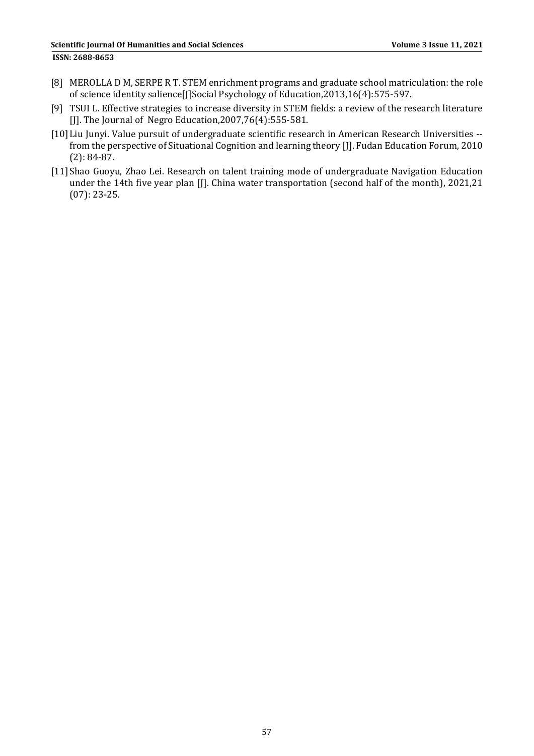[8] MEROLLA D M, SERPE R T. STEM enrichment programs and graduate school matriculation: the role of science identity salience[J]Social Psychology of Education,2013,16(4):575-597.

[9] TSUI L. Effective strategies to increase diversity in STEM fields: a review of the research literature [J]. The Journal of Negro Education,2007,76(4):555-581.

[10] Liu Junyi. Value pursuit of undergraduate scientific research in American Research Universities -- from the perspective of Situational Cognition and learning theory [J]. Fudan Education Forum, 2010 (2): 84-87.

[11] Shao Guoyu, Zhao Lei. Research on talent training mode of undergraduate Navigation Education under the 14th five year plan [J]. China water transportation (second half of the month), 2021,21 (07): 23-25.